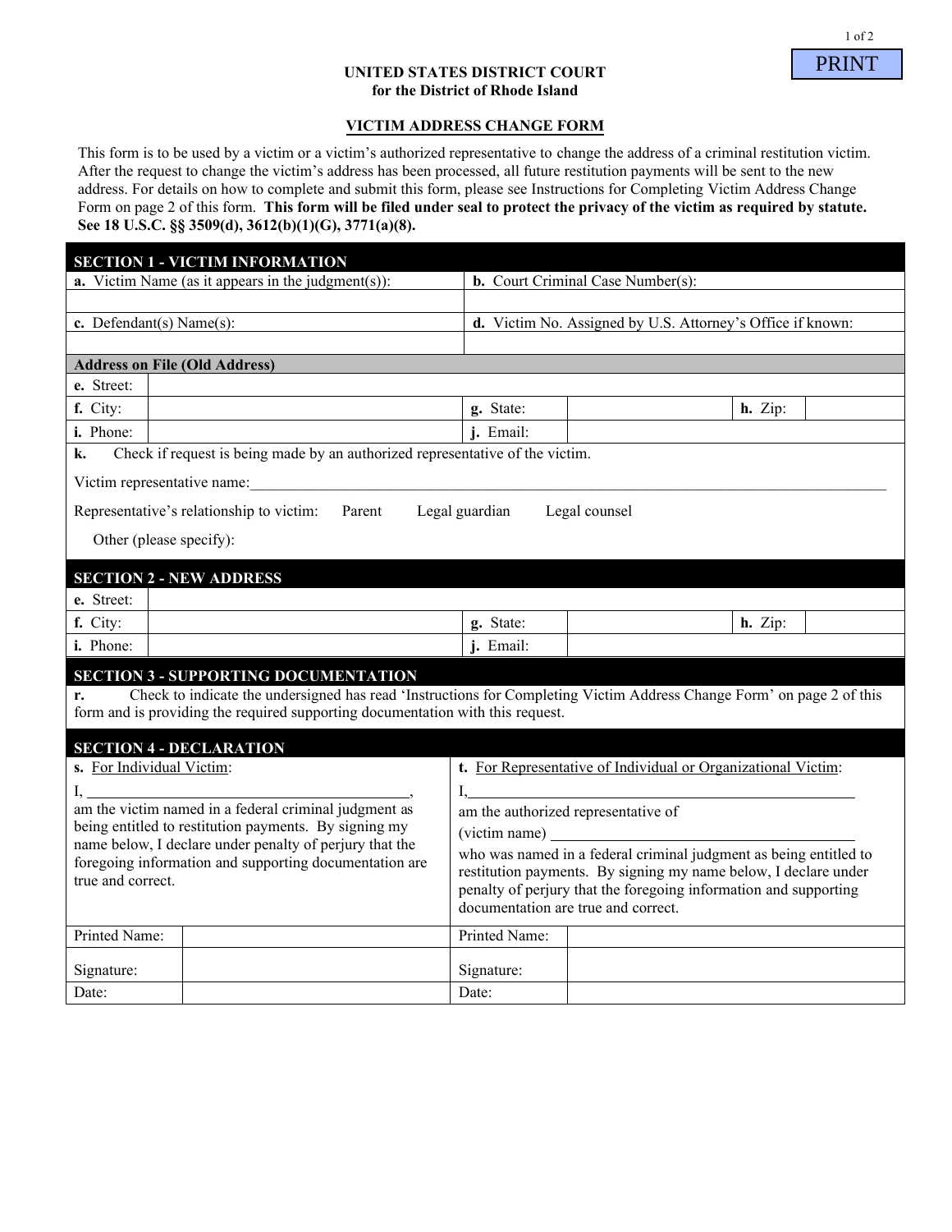**UNITED STATES DISTRICT COURT**
**for the District of Rhode Island**

**VICTIM ADDRESS CHANGE FORM**

This form is to be used by a victim or a victim's authorized representative to change the address of a criminal restitution victim. After the request to change the victim's address has been processed, all future restitution payments will be sent to the new address. For details on how to complete and submit this form, please see Instructions for Completing Victim Address Change Form on page 2 of this form. **This form will be filed under seal to protect the privacy of the victim as required by statute. See 18 U.S.C. §§ 3509(d), 3612(b)(1)(G), 3771(a)(8).**

## SECTION 1 - VICTIM INFORMATION

| **a.** Victim Name (as it appears in the judgment(s)): | **b.** Court Criminal Case Number(s): |
|---|---|
| | |
| **c.** Defendant(s) Name(s): | **d.** Victim No. Assigned by U.S. Attorney's Office if known: |
| | |

**Address on File (Old Address)**

| | | | | | |
|---|---|---|---|---|---|
| **e.** Street: | | | | | |
| **f.** City: | | **g.** State: | | **h.** Zip: | |
| **i.** Phone: | | **j.** Email: | | | |

**k.** Check if request is being made by an authorized representative of the victim.

Victim representative name:\_\_\_\_\_\_\_\_\_\_\_\_\_\_\_\_\_\_\_\_\_\_\_\_\_\_\_\_\_\_\_\_\_\_\_\_\_\_\_\_

Representative's relationship to victim: Parent Legal guardian Legal counsel

Other (please specify):

## SECTION 2 - NEW ADDRESS

| | | | | | |
|---|---|---|---|---|---|
| **e.** Street: | | | | | |
| **f.** City: | | **g.** State: | | **h.** Zip: | |
| **i.** Phone: | | **j.** Email: | | | |

## SECTION 3 - SUPPORTING DOCUMENTATION

**r.** Check to indicate the undersigned has read 'Instructions for Completing Victim Address Change Form' on page 2 of this form and is providing the required supporting documentation with this request.

## SECTION 4 - DECLARATION

| **s.** For Individual Victim: | **t.** For Representative of Individual or Organizational Victim: |
|---|---|
| I, \_\_\_\_\_\_\_\_\_\_\_\_\_\_\_\_\_\_\_\_\_\_\_\_\_\_\_\_\_\_\_\_\_\_, am the victim named in a federal criminal judgment as being entitled to restitution payments. By signing my name below, I declare under penalty of perjury that the foregoing information and supporting documentation are true and correct. | I,\_\_\_\_\_\_\_\_\_\_\_\_\_\_\_\_\_\_\_\_\_\_\_\_\_\_\_\_\_\_\_\_\_\_ am the authorized representative of (victim name) \_\_\_\_\_\_\_\_\_\_\_\_\_\_\_\_\_\_\_\_\_\_\_\_ who was named in a federal criminal judgment as being entitled to restitution payments. By signing my name below, I declare under penalty of perjury that the foregoing information and supporting documentation are true and correct. |

| | | | |
|---|---|---|---|
| Printed Name: | | Printed Name: | |
| Signature: | | Signature: | |
| Date: | | Date: | |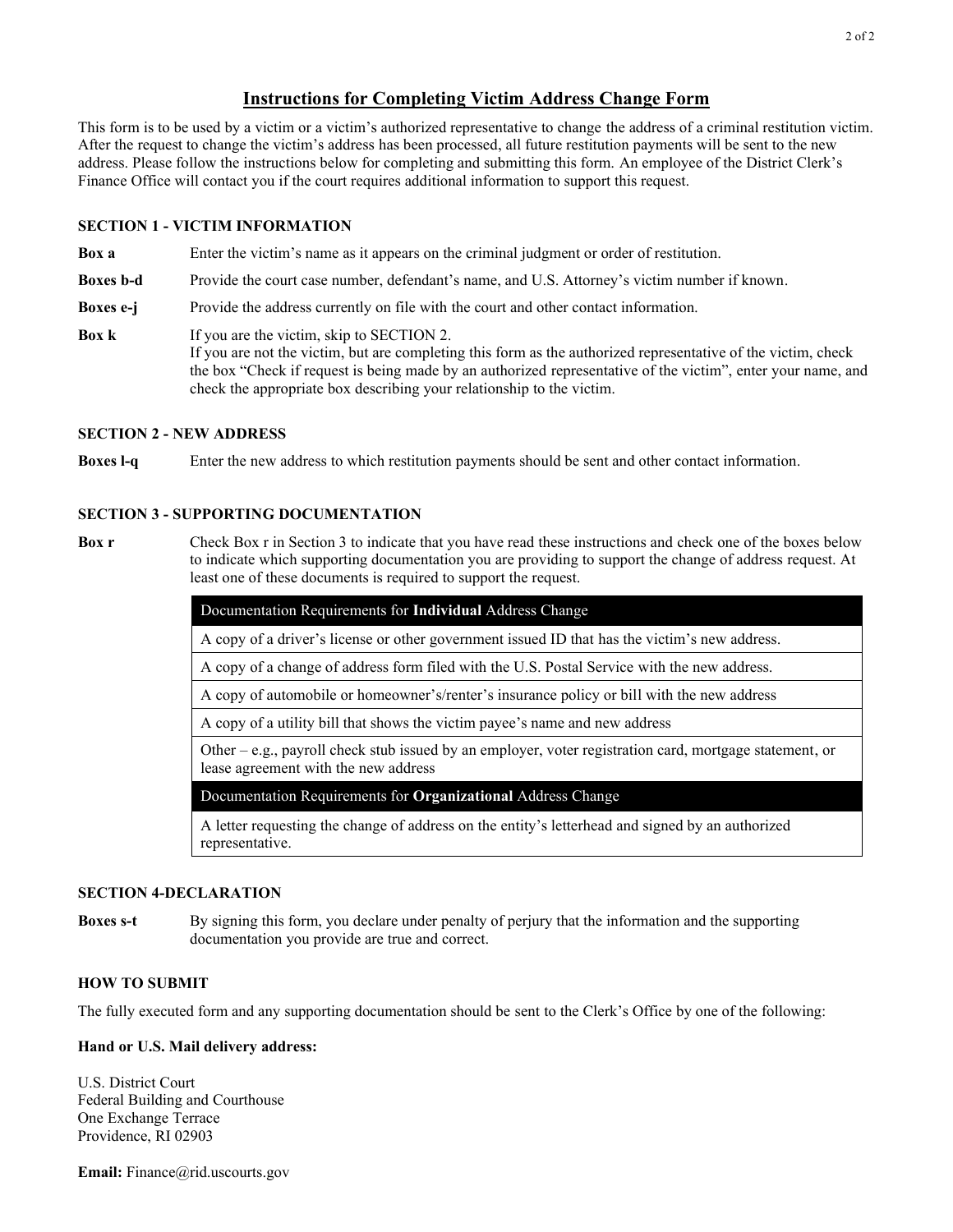# Instructions for Completing Victim Address Change Form

This form is to be used by a victim or a victim's authorized representative to change the address of a criminal restitution victim. After the request to change the victim's address has been processed, all future restitution payments will be sent to the new address. Please follow the instructions below for completing and submitting this form. An employee of the District Clerk's Finance Office will contact you if the court requires additional information to support this request.

### SECTION 1 - VICTIM INFORMATION

**Box a** Enter the victim's name as it appears on the criminal judgment or order of restitution.

**Boxes b-d** Provide the court case number, defendant's name, and U.S. Attorney's victim number if known.

**Boxes e-j** Provide the address currently on file with the court and other contact information.

**Box k** If you are the victim, skip to SECTION 2.
If you are not the victim, but are completing this form as the authorized representative of the victim, check the box "Check if request is being made by an authorized representative of the victim", enter your name, and check the appropriate box describing your relationship to the victim.

### SECTION 2 - NEW ADDRESS

**Boxes l-q** Enter the new address to which restitution payments should be sent and other contact information.

### SECTION 3 - SUPPORTING DOCUMENTATION

**Box r** Check Box r in Section 3 to indicate that you have read these instructions and check one of the boxes below to indicate which supporting documentation you are providing to support the change of address request. At least one of these documents is required to support the request.

| Documentation Requirements for **Individual** Address Change |
|---|
| A copy of a driver's license or other government issued ID that has the victim's new address. |
| A copy of a change of address form filed with the U.S. Postal Service with the new address. |
| A copy of automobile or homeowner's/renter's insurance policy or bill with the new address |
| A copy of a utility bill that shows the victim payee's name and new address |
| Other – e.g., payroll check stub issued by an employer, voter registration card, mortgage statement, or lease agreement with the new address |
| Documentation Requirements for **Organizational** Address Change |
| A letter requesting the change of address on the entity's letterhead and signed by an authorized representative. |

### SECTION 4-DECLARATION

**Boxes s-t** By signing this form, you declare under penalty of perjury that the information and the supporting documentation you provide are true and correct.

### HOW TO SUBMIT

The fully executed form and any supporting documentation should be sent to the Clerk's Office by one of the following:

**Hand or U.S. Mail delivery address:**

U.S. District Court
Federal Building and Courthouse
One Exchange Terrace
Providence, RI 02903

**Email:** Finance@rid.uscourts.gov